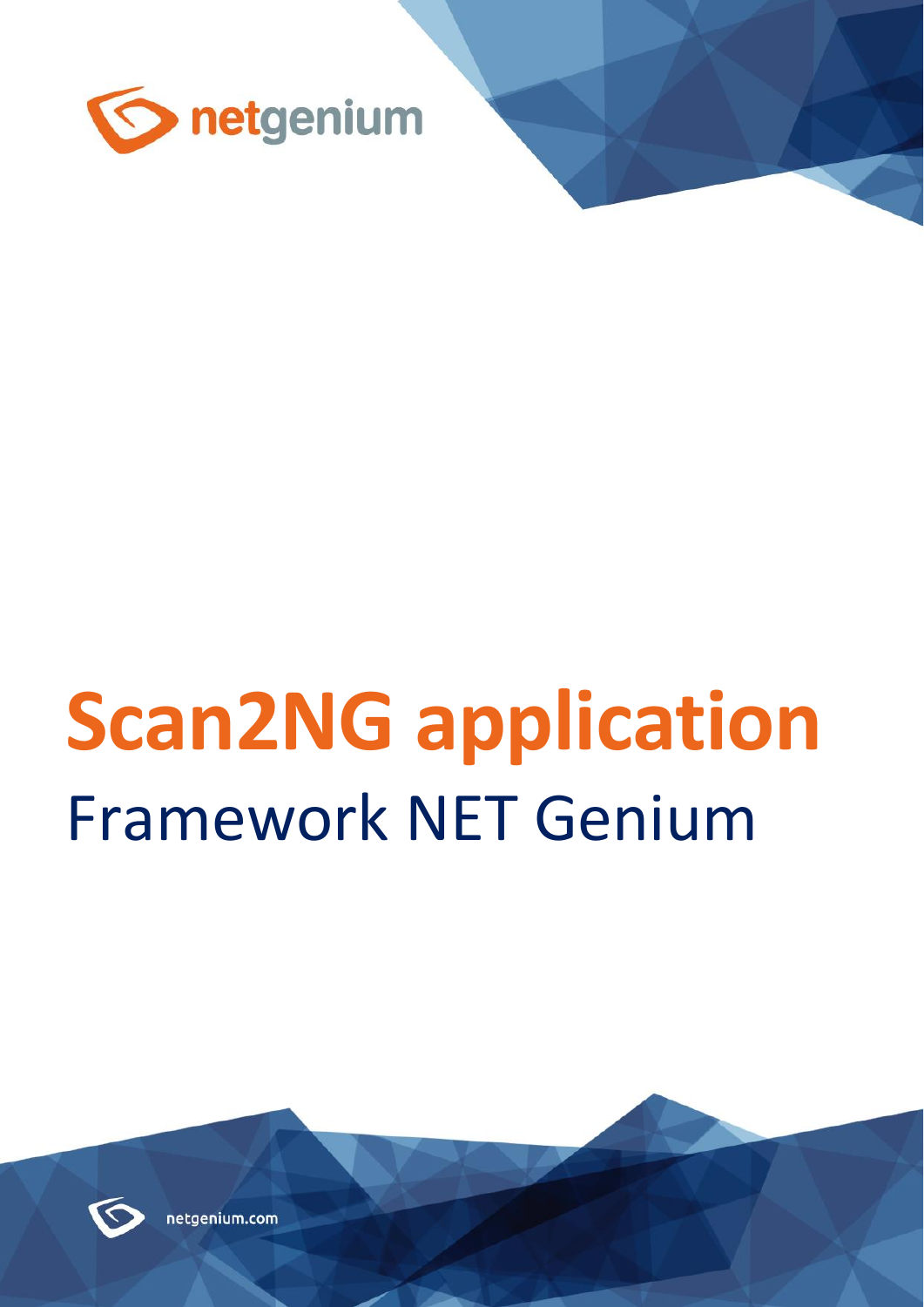# Scan2NG application

## Framework NET Genium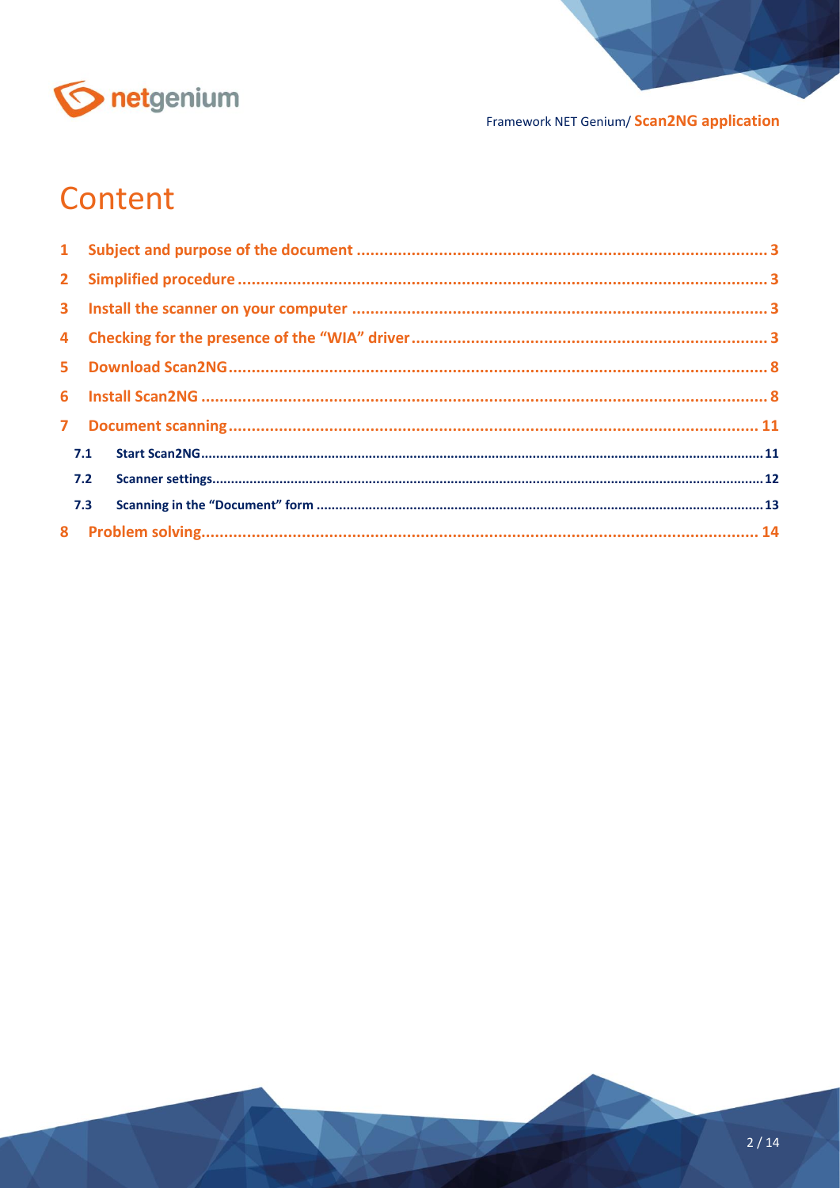# Content

1 Subject and purpose of the document ... 3
2 Simplified procedure ... 3
3 Install the scanner on your computer ... 3
4 Checking for the presence of the "WIA" driver ... 3
5 Download Scan2NG ... 8
6 Install Scan2NG ... 8
7 Document scanning ... 11
 7.1 Start Scan2NG ... 11
 7.2 Scanner settings ... 12
 7.3 Scanning in the "Document" form ... 13
8 Problem solving ... 14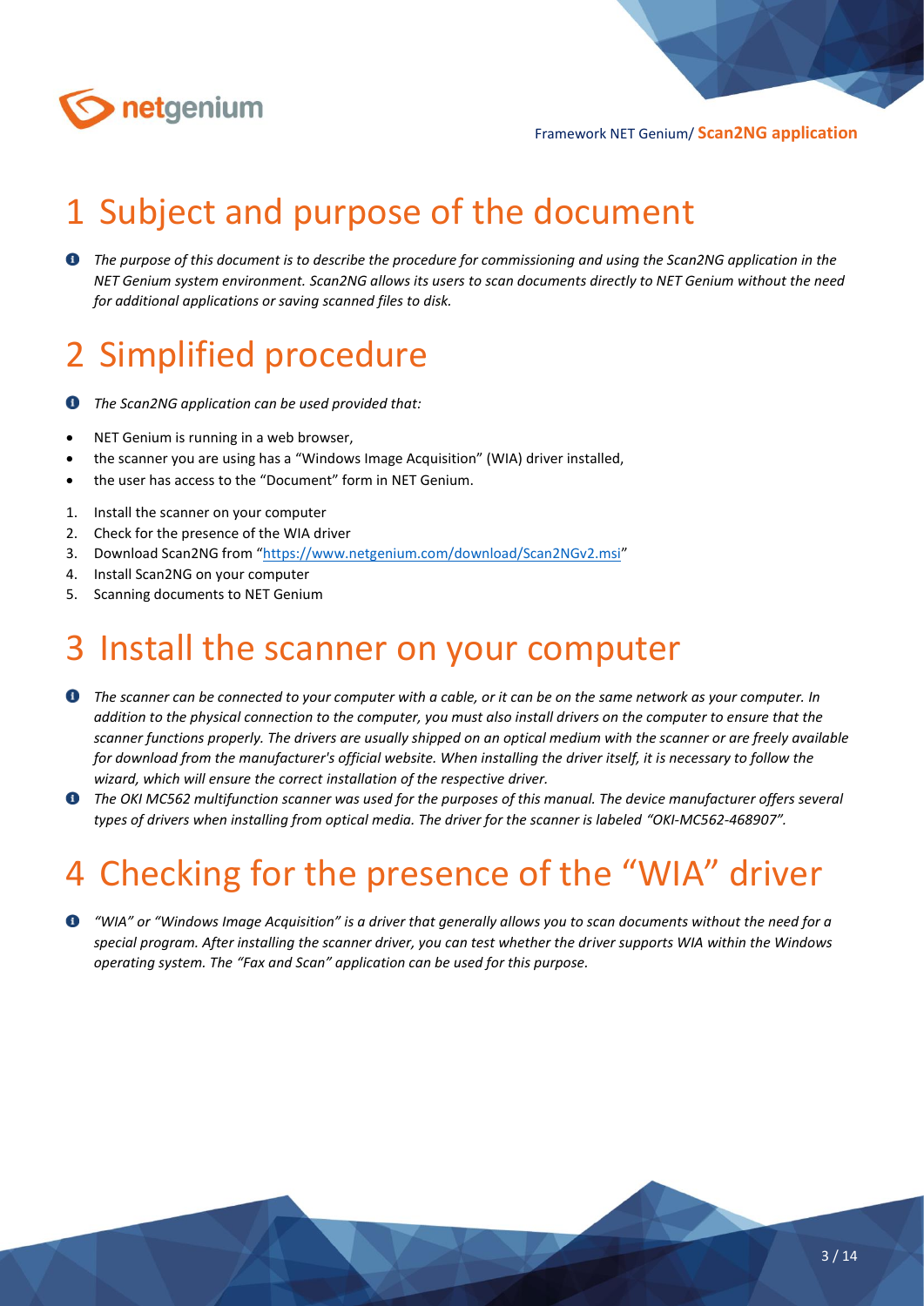# 1 Subject and purpose of the document

*The purpose of this document is to describe the procedure for commissioning and using the Scan2NG application in the NET Genium system environment. Scan2NG allows its users to scan documents directly to NET Genium without the need for additional applications or saving scanned files to disk.*

# 2 Simplified procedure

*The Scan2NG application can be used provided that:*

- NET Genium is running in a web browser,
- the scanner you are using has a "Windows Image Acquisition" (WIA) driver installed,
- the user has access to the "Document" form in NET Genium.

1. Install the scanner on your computer
2. Check for the presence of the WIA driver
3. Download Scan2NG from "[https://www.netgenium.com/download/Scan2NGv2.msi](https://www.netgenium.com/download/Scan2NGv2.msi)"
4. Install Scan2NG on your computer
5. Scanning documents to NET Genium

# 3 Install the scanner on your computer

*The scanner can be connected to your computer with a cable, or it can be on the same network as your computer. In addition to the physical connection to the computer, you must also install drivers on the computer to ensure that the scanner functions properly. The drivers are usually shipped on an optical medium with the scanner or are freely available for download from the manufacturer's official website. When installing the driver itself, it is necessary to follow the wizard, which will ensure the correct installation of the respective driver.*

*The OKI MC562 multifunction scanner was used for the purposes of this manual. The device manufacturer offers several types of drivers when installing from optical media. The driver for the scanner is labeled "OKI-MC562-468907".*

# 4 Checking for the presence of the "WIA" driver

*"WIA" or "Windows Image Acquisition" is a driver that generally allows you to scan documents without the need for a special program. After installing the scanner driver, you can test whether the driver supports WIA within the Windows operating system. The "Fax and Scan" application can be used for this purpose.*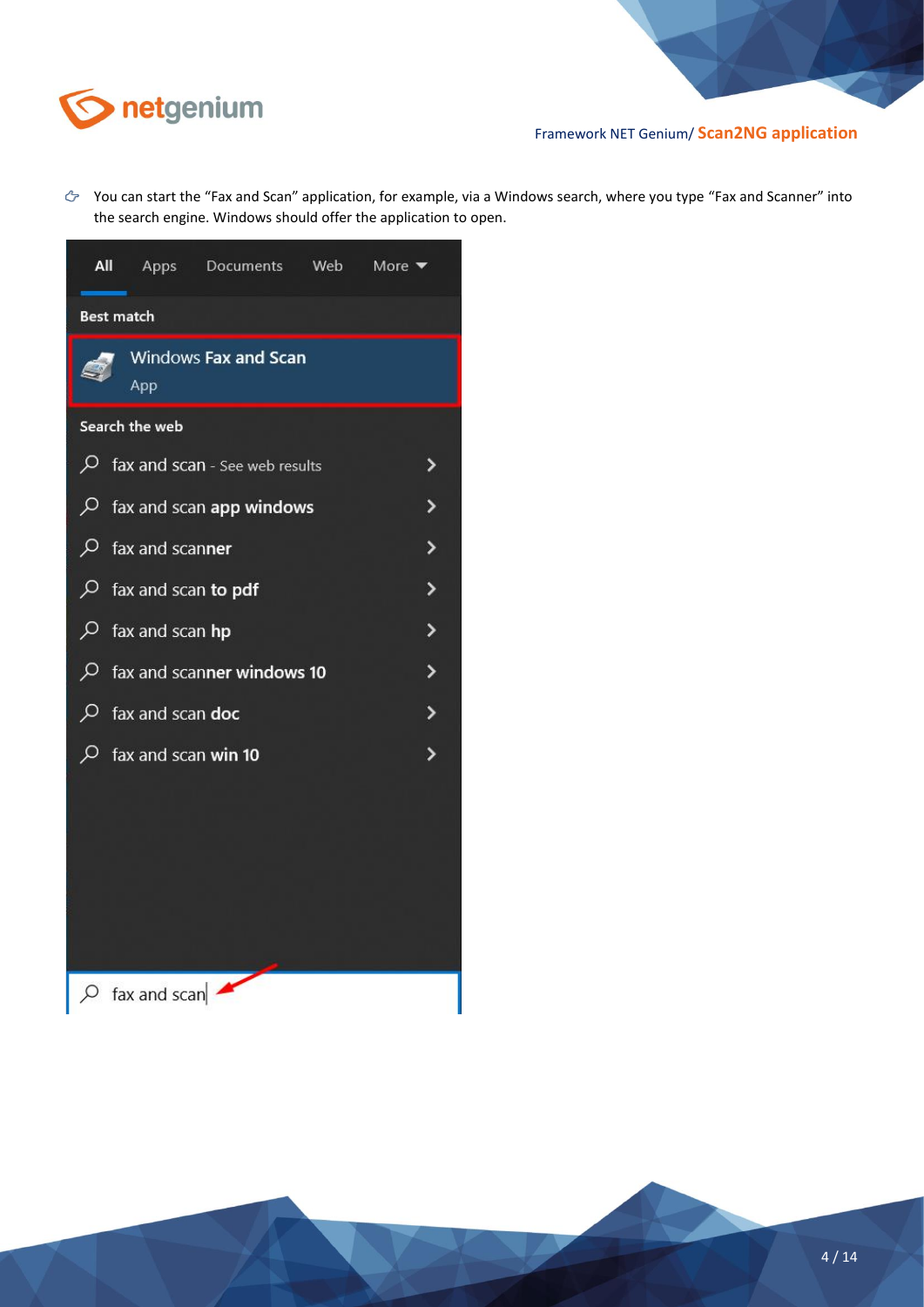- You can start the "Fax and Scan" application, for example, via a Windows search, where you type "Fax and Scanner" into the search engine. Windows should offer the application to open.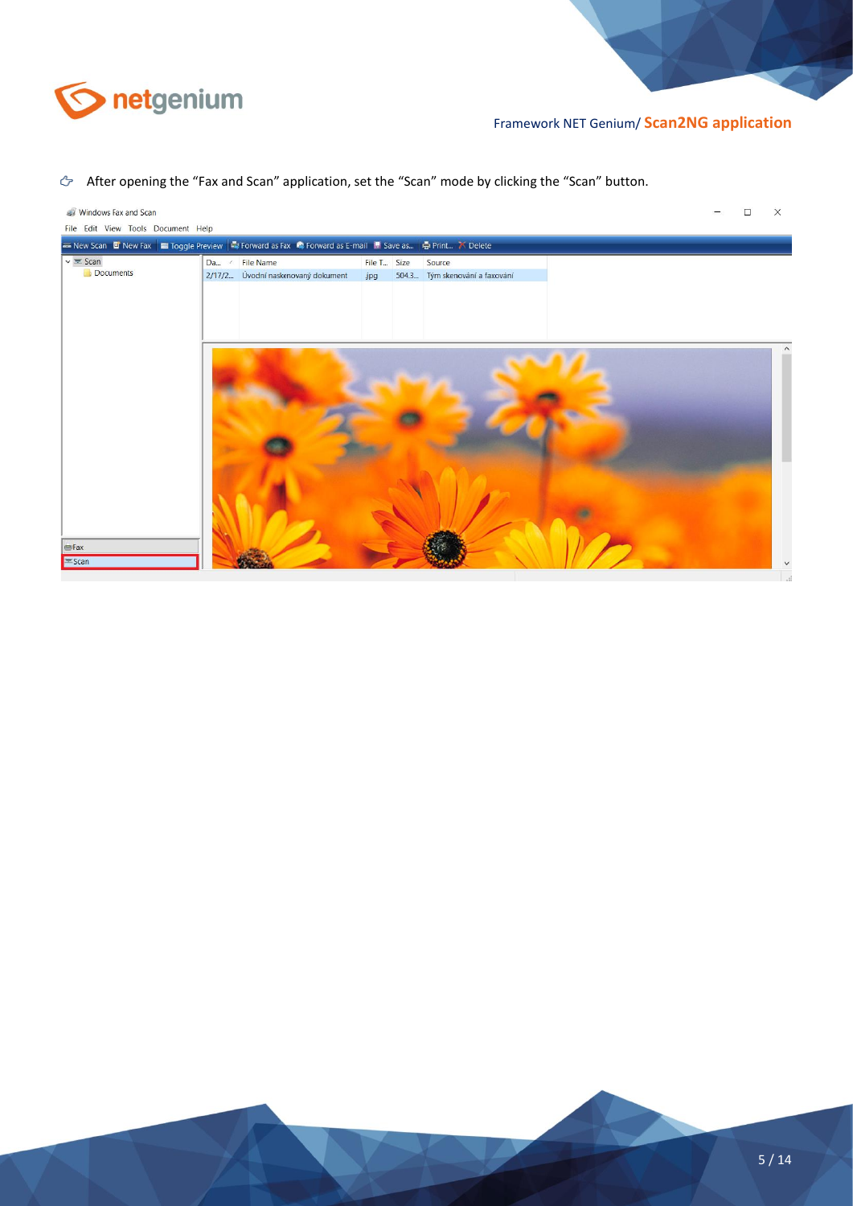- After opening the “Fax and Scan” application, set the “Scan” mode by clicking the “Scan” button.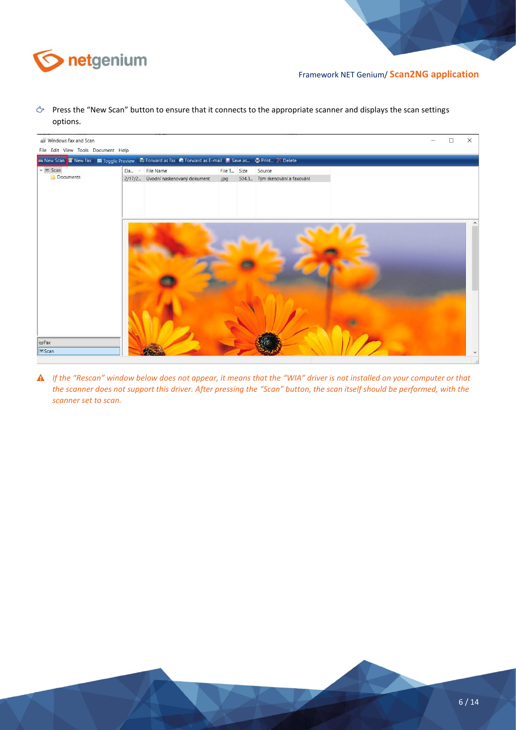- Press the "New Scan" button to ensure that it connects to the appropriate scanner and displays the scan settings options.

*If the "Rescan" window below does not appear, it means that the "WIA" driver is not installed on your computer or that the scanner does not support this driver. After pressing the "Scan" button, the scan itself should be performed, with the scanner set to scan.*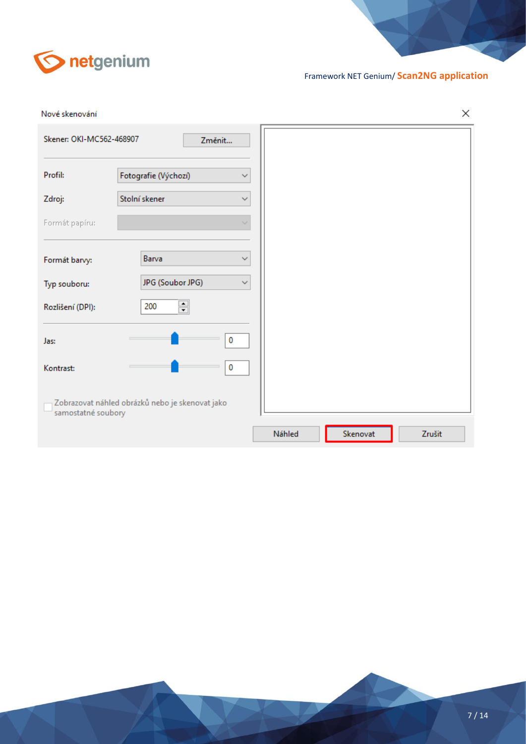Nové skenování

Skener: OKI-MC562-468907 | Změnit...

Profil: Fotografie (Výchozí)

Zdroj: Stolní skener

Formát papíru:

Formát barvy: Barva

Typ souboru: JPG (Soubor JPG)

Rozlišení (DPI): 200

Jas: 0

Kontrast: 0

Zobrazovat náhled obrázků nebo je skenovat jako samostatné soubory

Náhled | Skenovat | Zrušit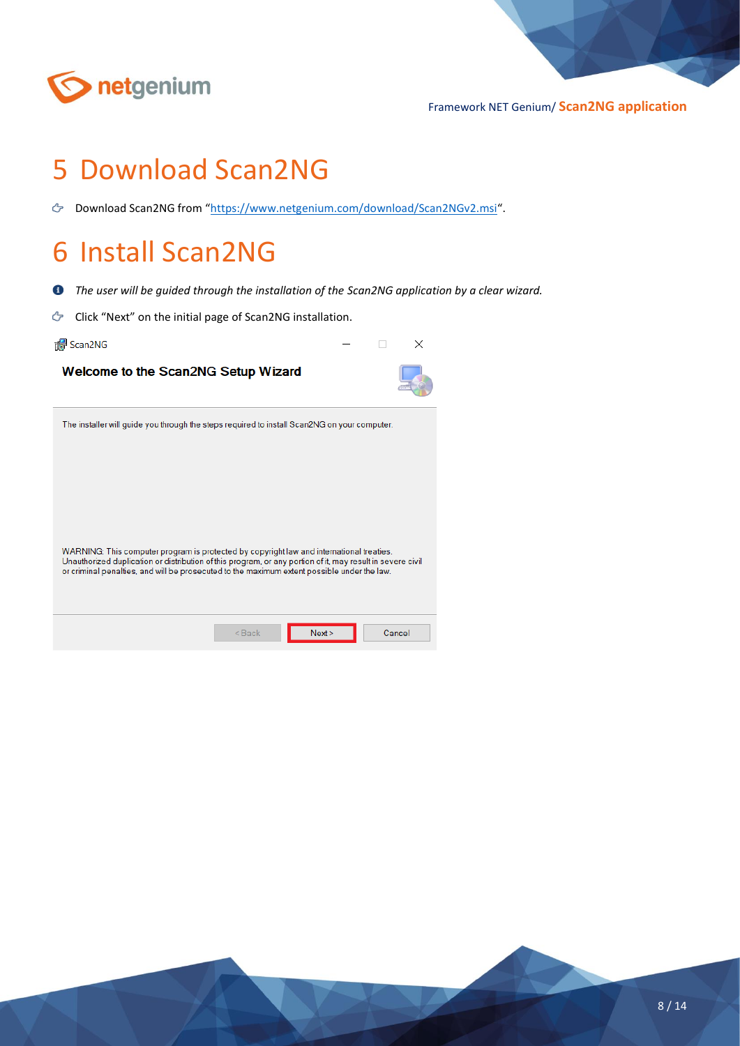# 5 Download Scan2NG

- Download Scan2NG from "https://www.netgenium.com/download/Scan2NGv2.msi".

# 6 Install Scan2NG

- *The user will be guided through the installation of the Scan2NG application by a clear wizard.*
- Click "Next" on the initial page of Scan2NG installation.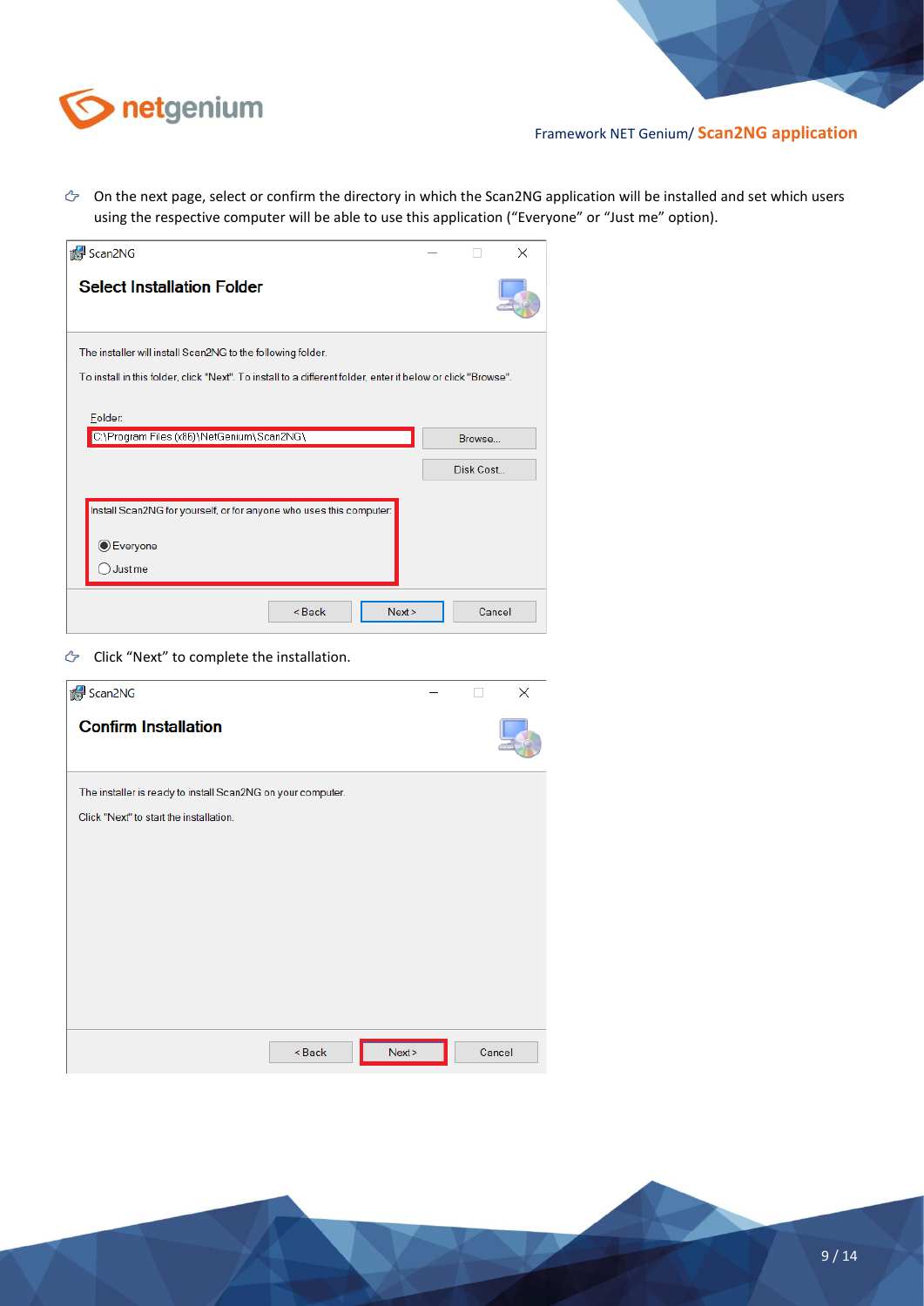- On the next page, select or confirm the directory in which the Scan2NG application will be installed and set which users using the respective computer will be able to use this application (“Everyone” or “Just me” option).

Scan2NG

**Select Installation Folder**

The installer will install Scan2NG to the following folder.

To install in this folder, click "Next". To install to a different folder, enter it below or click "Browse".

Folder:
C:\Program Files (x86)\NetGenium\Scan2NG\

Browse...

Disk Cost...

Install Scan2NG for yourself, or for anyone who uses this computer:

- (•) Everyone
- ( ) Just me

< Back | Next > | Cancel

- Click “Next” to complete the installation.

Scan2NG

**Confirm Installation**

The installer is ready to install Scan2NG on your computer.

Click "Next" to start the installation.

< Back | Next > | Cancel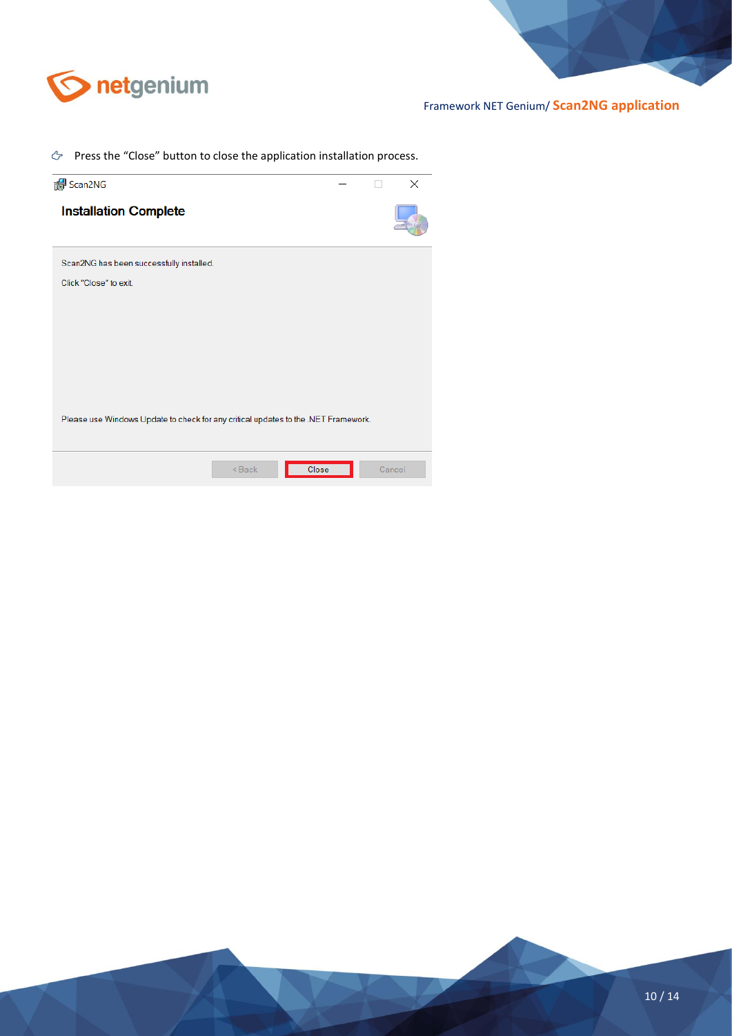- Press the "Close" button to close the application installation process.

Scan2NG

**Installation Complete**

Scan2NG has been successfully installed.

Click "Close" to exit.

Please use Windows Update to check for any critical updates to the .NET Framework.

< Back | Close | Cancel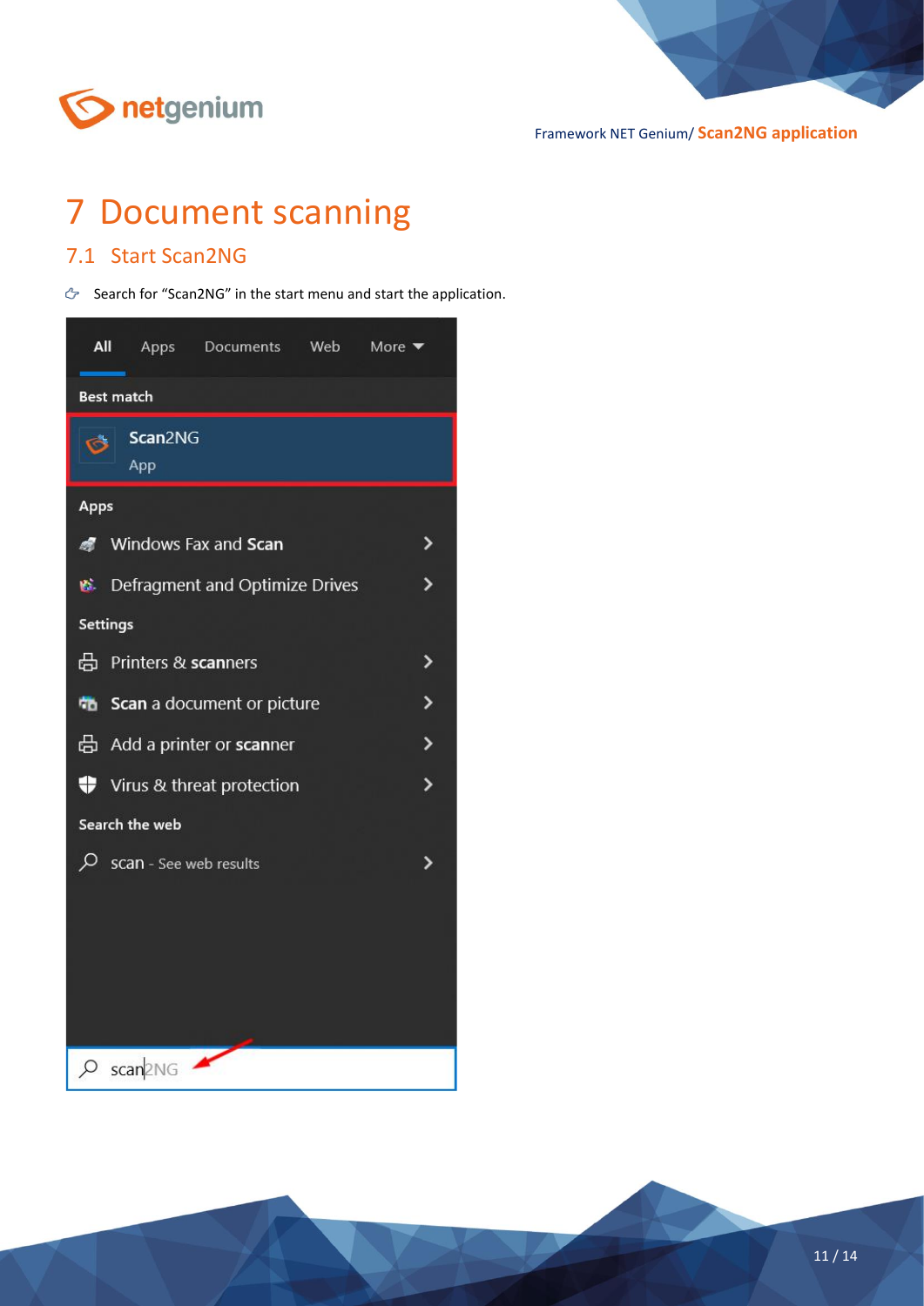# 7 Document scanning

## 7.1 Start Scan2NG

- Search for "Scan2NG" in the start menu and start the application.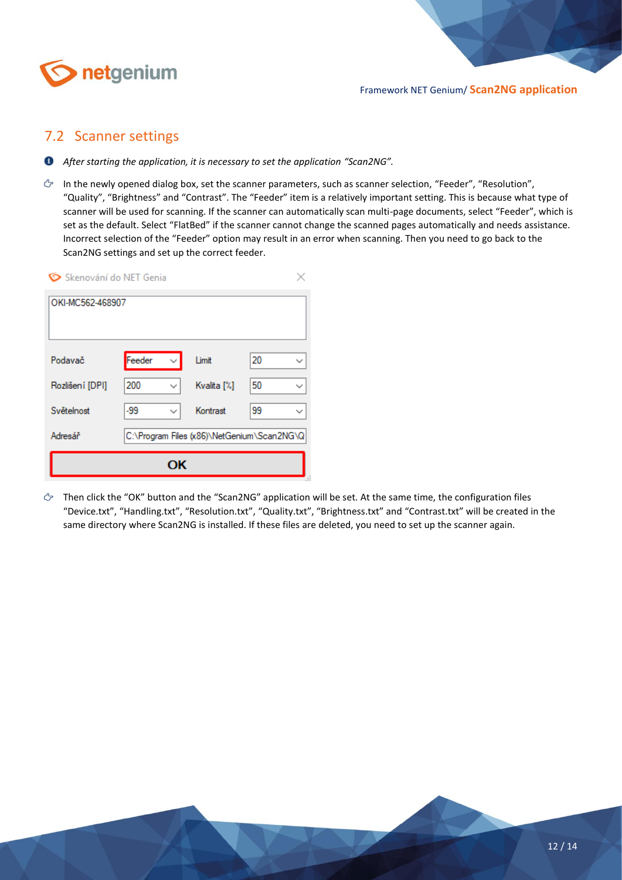## 7.2 Scanner settings

- *After starting the application, it is necessary to set the application "Scan2NG".*

- In the newly opened dialog box, set the scanner parameters, such as scanner selection, "Feeder", "Resolution", "Quality", "Brightness" and "Contrast". The "Feeder" item is a relatively important setting. This is because what type of scanner will be used for scanning. If the scanner can automatically scan multi-page documents, select "Feeder", which is set as the default. Select "FlatBed" if the scanner cannot change the scanned pages automatically and needs assistance. Incorrect selection of the "Feeder" option may result in an error when scanning. Then you need to go back to the Scan2NG settings and set up the correct feeder.

Skenování do NET Genia

OKI-MC562-468907

| | | | |
|---|---|---|---|
| Podavač | Feeder | Limit | 20 |
| Rozlišení [DPI] | 200 | Kvalita [%] | 50 |
| Světelnost | -99 | Kontrast | 99 |
| Adresář | C:\Program Files (x86)\NetGenium\Scan2NG\Q | | |

OK

- Then click the "OK" button and the "Scan2NG" application will be set. At the same time, the configuration files "Device.txt", "Handling.txt", "Resolution.txt", "Quality.txt", "Brightness.txt" and "Contrast.txt" will be created in the same directory where Scan2NG is installed. If these files are deleted, you need to set up the scanner again.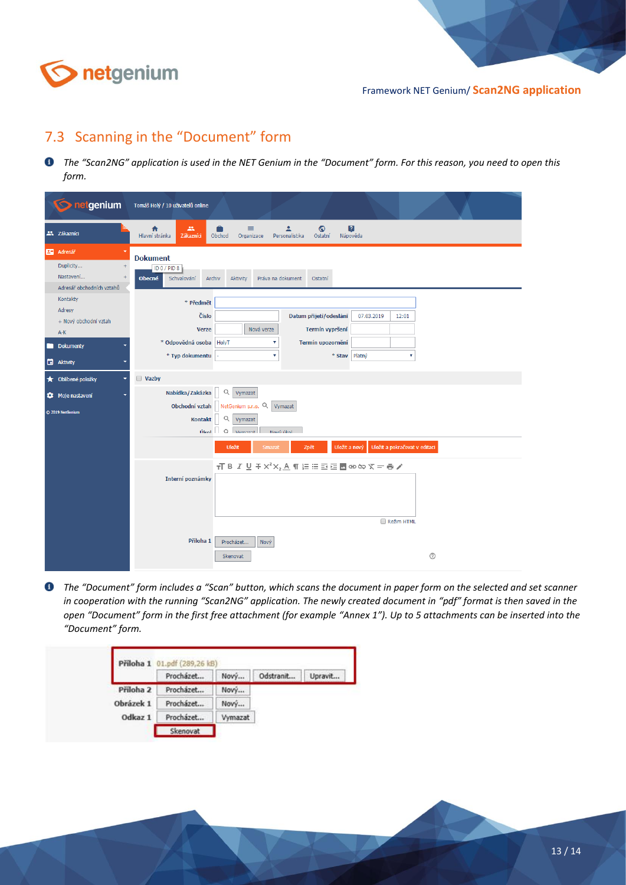## 7.3 Scanning in the "Document" form

- *The "Scan2NG" application is used in the NET Genium in the "Document" form. For this reason, you need to open this form.*

- *The "Document" form includes a "Scan" button, which scans the document in paper form on the selected and set scanner in cooperation with the running "Scan2NG" application. The newly created document in "pdf" format is then saved in the open "Document" form in the first free attachment (for example "Annex 1"). Up to 5 attachments can be inserted into the "Document" form.*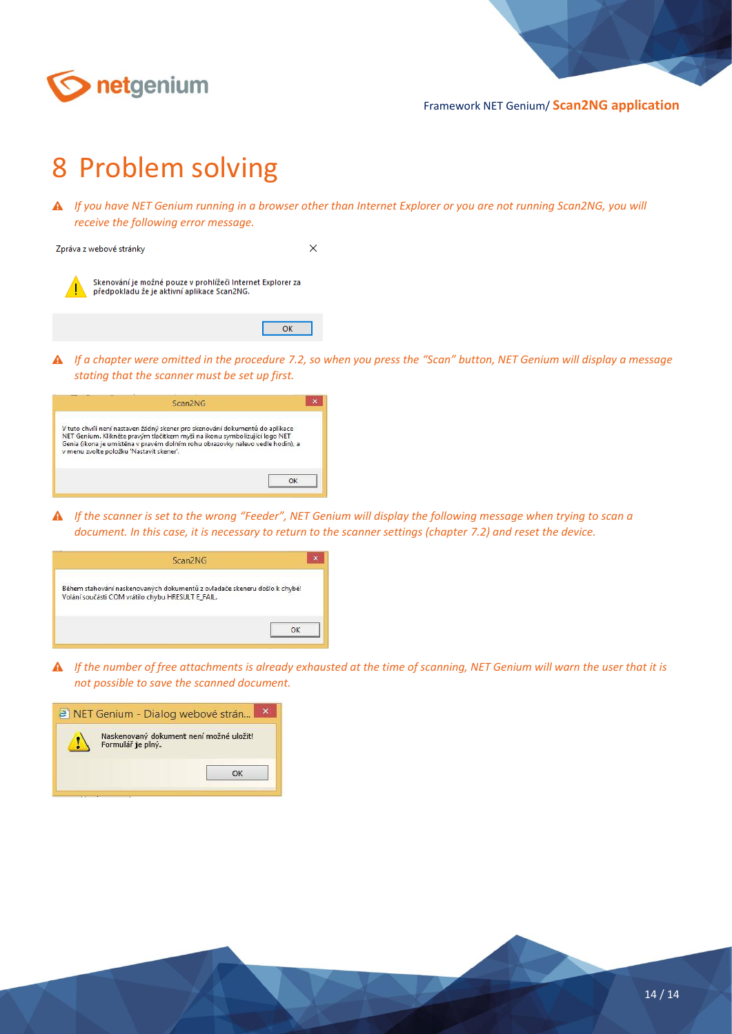# 8 Problem solving

⚠ *If you have NET Genium running in a browser other than Internet Explorer or you are not running Scan2NG, you will receive the following error message.*

Zpráva z webové stránky

Skenování je možné pouze v prohlížeči Internet Explorer za předpokladu že je aktivní aplikace Scan2NG.

OK

⚠ *If a chapter were omitted in the procedure 7.2, so when you press the "Scan" button, NET Genium will display a message stating that the scanner must be set up first.*

Scan2NG

V tuto chvíli není nastaven žádný skener pro skenování dokumentů do aplikace NET Genium. Klikněte pravým tlačítkem myši na ikonu symbolizující logo NET Genia (ikona je umístěna v pravém dolním rohu obrazovky nalevo vedle hodin), a v menu zvolte položku 'Nastavit skener'.

OK

⚠ *If the scanner is set to the wrong "Feeder", NET Genium will display the following message when trying to scan a document. In this case, it is necessary to return to the scanner settings (chapter 7.2) and reset the device.*

Scan2NG

Během stahování naskenovaných dokumentů z ovladače skeneru došlo k chybě! Volání součásti COM vrátilo chybu HRESULT E_FAIL.

OK

⚠ *If the number of free attachments is already exhausted at the time of scanning, NET Genium will warn the user that it is not possible to save the scanned document.*

NET Genium - Dialog webové strán...

Naskenovaný dokument není možné uložit! Formulář je plný.

OK